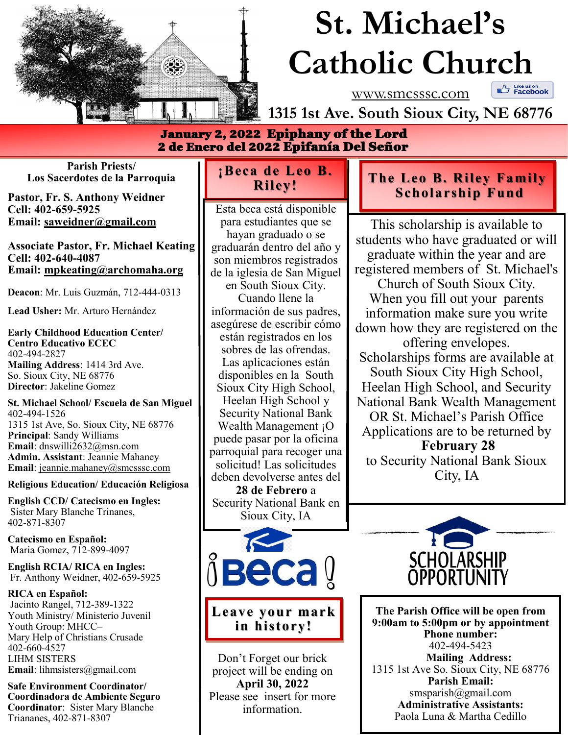# St. Michael's Catholic Church

www.smcsssc.com

Like us on Facebook

1315 1st Ave. South Sioux City, NE 68776

**January 2, 2022 Epiphany of the Lord**
**2 de Enero del 2022 Epifanía Del Señor**

**Parish Priests/ Los Sacerdotes de la Parroquia**

**Pastor, Fr. S. Anthony Weidner**
**Cell: 402-659-5925**
**Email: saweidner@gmail.com**

**Associate Pastor, Fr. Michael Keating**
**Cell: 402-640-4087**
**Email: mpkeating@archomaha.org**

**Deacon**: Mr. Luis Guzmán, 712-444-0313

**Lead Usher:** Mr. Arturo Hernández

**Early Childhood Education Center/ Centro Educativo ECEC**
402-494-2827
**Mailing Address**: 1414 3rd Ave. So. Sioux City, NE 68776
**Director**: Jakeline Gomez

**St. Michael School/ Escuela de San Miguel**
402-494-1526
1315 1st Ave, So. Sioux City, NE 68776
**Principal**: Sandy Williams
**Email**: dnswilli2632@msn.com
**Admin. Assistant**: Jeannie Mahaney
**Email**: jeannie.mahaney@smcsssc.com

**Religious Education/ Educación Religiosa**

**English CCD/ Catecismo en Ingles:**
Sister Mary Blanche Trinanes, 402-871-8307

**Catecismo en Español:**
Maria Gomez, 712-899-4097

**English RCIA/ RICA en Ingles:**
Fr. Anthony Weidner, 402-659-5925

**RICA en Español:**
Jacinto Rangel, 712-389-1322
Youth Ministry/ Ministerio Juvenil
Youth Group: MHCC–
Mary Help of Christians Crusade
402-660-4527
LIHM SISTERS
**Email**: lihmsisters@gmail.com

**Safe Environment Coordinator/ Coordinadora de Ambiente Seguro**
**Coordinator**: Sister Mary Blanche Trianes, 402-871-8307

## ¡Beca de Leo B. Riley!

Esta beca está disponible para estudiantes que se hayan graduado o se graduarán dentro del año y son miembros registrados de la iglesia de San Miguel en South Sioux City. Cuando llene la información de sus padres, asegúrese de escribir cómo están registrados en los sobres de las ofrendas. Las aplicaciones están disponibles en la South Sioux City High School, Heelan High School y Security National Bank Wealth Management ¡O puede pasar por la oficina parroquial para recoger una solicitud! Las solicitudes deben devolverse antes del **28 de Febrero** a Security National Bank en Sioux City, IA

¡Beca!

## The Leo B. Riley Family Scholarship Fund

This scholarship is available to students who have graduated or will graduate within the year and are registered members of St. Michael's Church of South Sioux City. When you fill out your parents information make sure you write down how they are registered on the offering envelopes. Scholarships forms are available at South Sioux City High School, Heelan High School, and Security National Bank Wealth Management OR St. Michael's Parish Office Applications are to be returned by **February 28** to Security National Bank Sioux City, IA

SCHOLARSHIP OPPORTUNITY

## Leave your mark in history!

Don't Forget our brick project will be ending on **April 30, 2022**
Please see insert for more information.

**The Parish Office will be open from 9:00am to 5:00pm or by appointment**
**Phone number:**
402-494-5423
**Mailing Address:**
1315 1st Ave So. Sioux City, NE 68776
**Parish Email:**
smsparish@gmail.com
**Administrative Assistants:**
Paola Luna & Martha Cedillo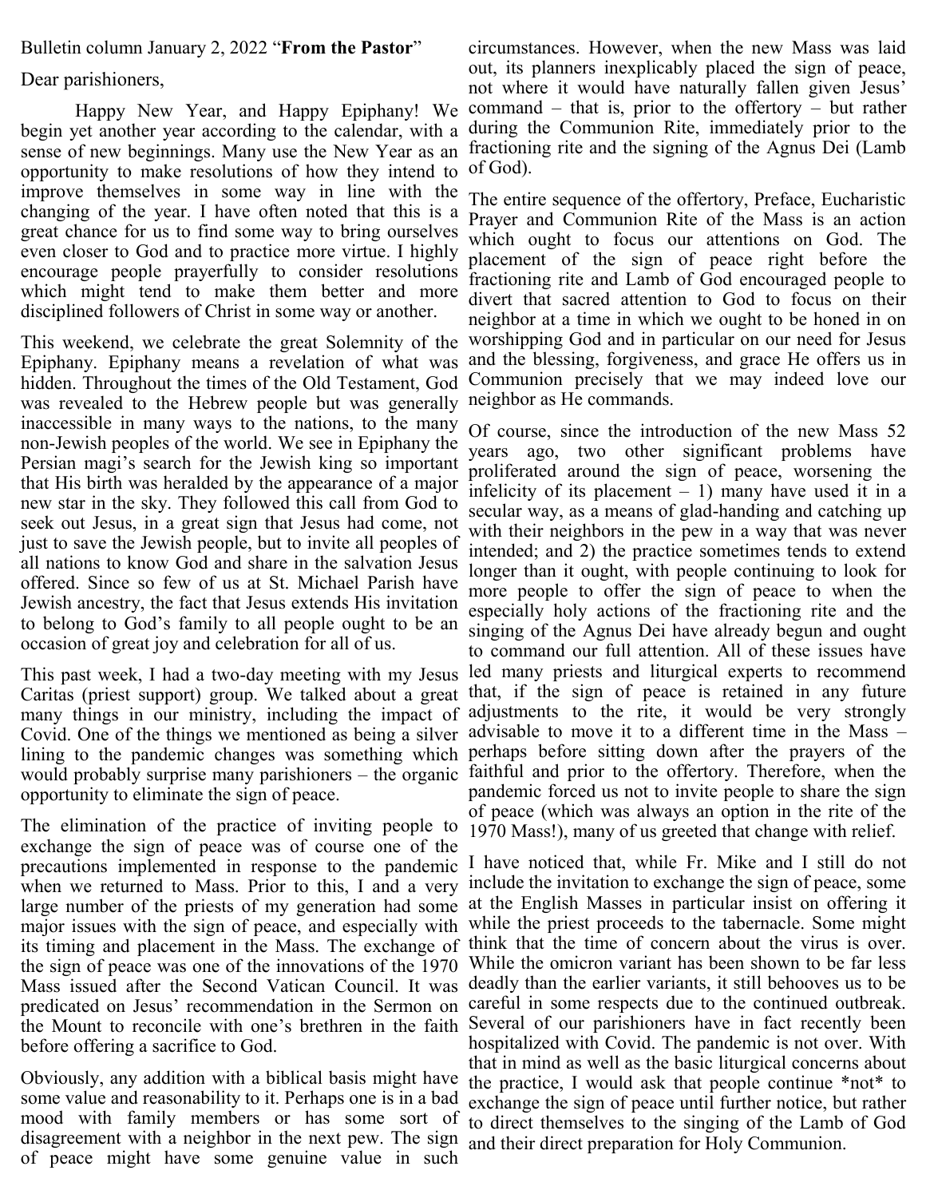Bulletin column January 2, 2022 "**From the Pastor**"

Dear parishioners,

Happy New Year, and Happy Epiphany! We begin yet another year according to the calendar, with a sense of new beginnings. Many use the New Year as an opportunity to make resolutions of how they intend to improve themselves in some way in line with the changing of the year. I have often noted that this is a great chance for us to find some way to bring ourselves even closer to God and to practice more virtue. I highly encourage people prayerfully to consider resolutions which might tend to make them better and more disciplined followers of Christ in some way or another.

This weekend, we celebrate the great Solemnity of the Epiphany. Epiphany means a revelation of what was hidden. Throughout the times of the Old Testament, God was revealed to the Hebrew people but was generally inaccessible in many ways to the nations, to the many non-Jewish peoples of the world. We see in Epiphany the Persian magi's search for the Jewish king so important that His birth was heralded by the appearance of a major new star in the sky. They followed this call from God to seek out Jesus, in a great sign that Jesus had come, not just to save the Jewish people, but to invite all peoples of all nations to know God and share in the salvation Jesus offered. Since so few of us at St. Michael Parish have Jewish ancestry, the fact that Jesus extends His invitation to belong to God's family to all people ought to be an occasion of great joy and celebration for all of us.

This past week, I had a two-day meeting with my Jesus Caritas (priest support) group. We talked about a great many things in our ministry, including the impact of Covid. One of the things we mentioned as being a silver lining to the pandemic changes was something which would probably surprise many parishioners – the organic opportunity to eliminate the sign of peace.

The elimination of the practice of inviting people to exchange the sign of peace was of course one of the precautions implemented in response to the pandemic when we returned to Mass. Prior to this, I and a very large number of the priests of my generation had some major issues with the sign of peace, and especially with its timing and placement in the Mass. The exchange of the sign of peace was one of the innovations of the 1970 Mass issued after the Second Vatican Council. It was predicated on Jesus' recommendation in the Sermon on the Mount to reconcile with one's brethren in the faith before offering a sacrifice to God.

Obviously, any addition with a biblical basis might have some value and reasonability to it. Perhaps one is in a bad mood with family members or has some sort of disagreement with a neighbor in the next pew. The sign of peace might have some genuine value in such circumstances. However, when the new Mass was laid out, its planners inexplicably placed the sign of peace, not where it would have naturally fallen given Jesus' command – that is, prior to the offertory – but rather during the Communion Rite, immediately prior to the fractioning rite and the signing of the Agnus Dei (Lamb of God).

The entire sequence of the offertory, Preface, Eucharistic Prayer and Communion Rite of the Mass is an action which ought to focus our attentions on God. The placement of the sign of peace right before the fractioning rite and Lamb of God encouraged people to divert that sacred attention to God to focus on their neighbor at a time in which we ought to be honed in on worshipping God and in particular on our need for Jesus and the blessing, forgiveness, and grace He offers us in Communion precisely that we may indeed love our neighbor as He commands.

Of course, since the introduction of the new Mass 52 years ago, two other significant problems have proliferated around the sign of peace, worsening the infelicity of its placement – 1) many have used it in a secular way, as a means of glad-handing and catching up with their neighbors in the pew in a way that was never intended; and 2) the practice sometimes tends to extend longer than it ought, with people continuing to look for more people to offer the sign of peace to when the especially holy actions of the fractioning rite and the singing of the Agnus Dei have already begun and ought to command our full attention. All of these issues have led many priests and liturgical experts to recommend that, if the sign of peace is retained in any future adjustments to the rite, it would be very strongly advisable to move it to a different time in the Mass – perhaps before sitting down after the prayers of the faithful and prior to the offertory. Therefore, when the pandemic forced us not to invite people to share the sign of peace (which was always an option in the rite of the 1970 Mass!), many of us greeted that change with relief.

I have noticed that, while Fr. Mike and I still do not include the invitation to exchange the sign of peace, some at the English Masses in particular insist on offering it while the priest proceeds to the tabernacle. Some might think that the time of concern about the virus is over. While the omicron variant has been shown to be far less deadly than the earlier variants, it still behooves us to be careful in some respects due to the continued outbreak. Several of our parishioners have in fact recently been hospitalized with Covid. The pandemic is not over. With that in mind as well as the basic liturgical concerns about the practice, I would ask that people continue *not* to exchange the sign of peace until further notice, but rather to direct themselves to the singing of the Lamb of God and their direct preparation for Holy Communion.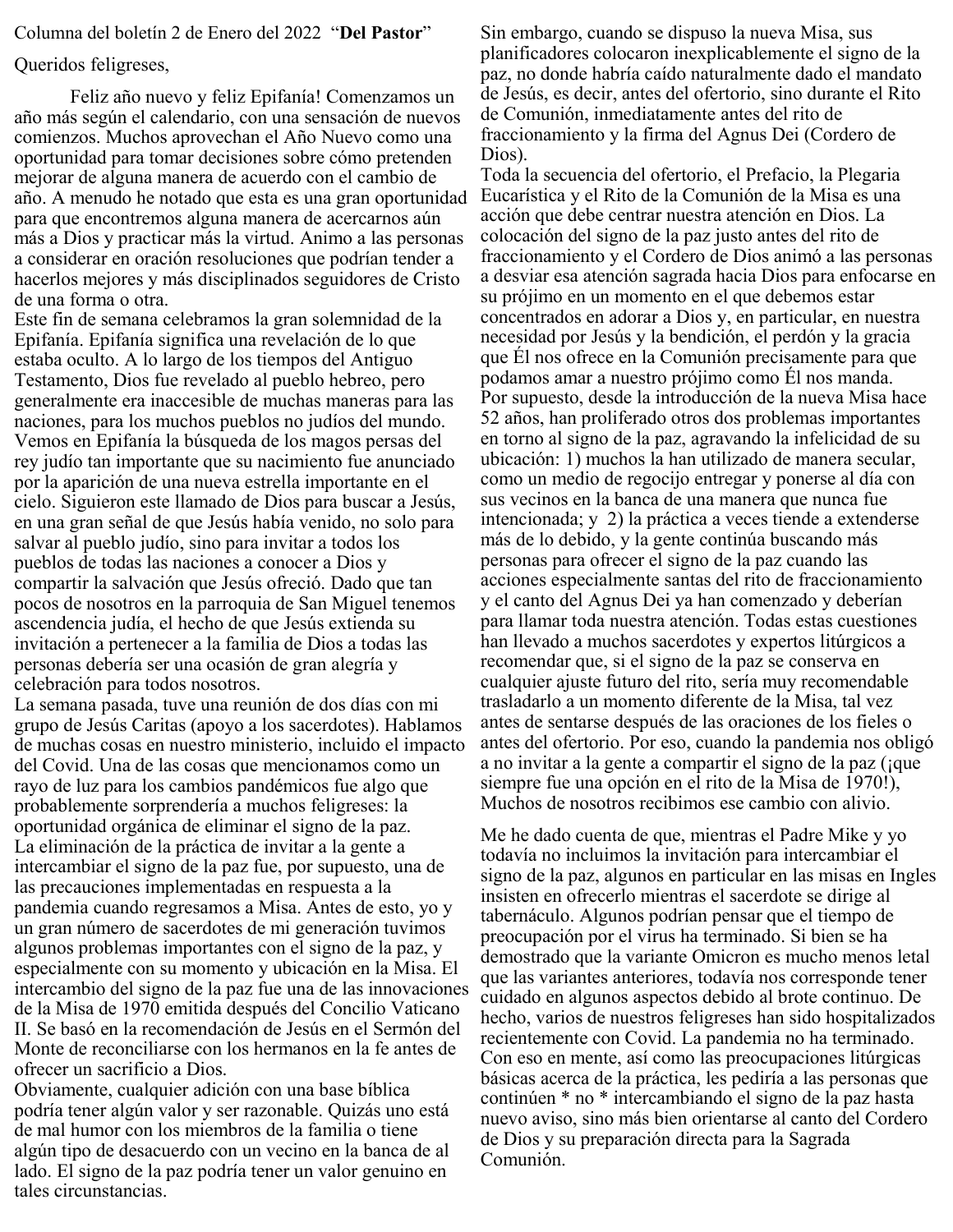Columna del boletín 2 de Enero del 2022 "**Del Pastor**"

Queridos feligreses,

Feliz año nuevo y feliz Epifanía! Comenzamos un año más según el calendario, con una sensación de nuevos comienzos. Muchos aprovechan el Año Nuevo como una oportunidad para tomar decisiones sobre cómo pretenden mejorar de alguna manera de acuerdo con el cambio de año. A menudo he notado que esta es una gran oportunidad para que encontremos alguna manera de acercarnos aún más a Dios y practicar más la virtud. Animo a las personas a considerar en oración resoluciones que podrían tender a hacerlos mejores y más disciplinados seguidores de Cristo de una forma o otra.

Este fin de semana celebramos la gran solemnidad de la Epifanía. Epifanía significa una revelación de lo que estaba oculto. A lo largo de los tiempos del Antiguo Testamento, Dios fue revelado al pueblo hebreo, pero generalmente era inaccesible de muchas maneras para las naciones, para los muchos pueblos no judíos del mundo. Vemos en Epifanía la búsqueda de los magos persas del rey judío tan importante que su nacimiento fue anunciado por la aparición de una nueva estrella importante en el cielo. Siguieron este llamado de Dios para buscar a Jesús, en una gran señal de que Jesús había venido, no solo para salvar al pueblo judío, sino para invitar a todos los pueblos de todas las naciones a conocer a Dios y compartir la salvación que Jesús ofreció. Dado que tan pocos de nosotros en la parroquia de San Miguel tenemos ascendencia judía, el hecho de que Jesús extienda su invitación a pertenecer a la familia de Dios a todas las personas debería ser una ocasión de gran alegría y celebración para todos nosotros.

La semana pasada, tuve una reunión de dos días con mi grupo de Jesús Caritas (apoyo a los sacerdotes). Hablamos de muchas cosas en nuestro ministerio, incluido el impacto del Covid. Una de las cosas que mencionamos como un rayo de luz para los cambios pandémicos fue algo que probablemente sorprendería a muchos feligreses: la oportunidad orgánica de eliminar el signo de la paz.

La eliminación de la práctica de invitar a la gente a intercambiar el signo de la paz fue, por supuesto, una de las precauciones implementadas en respuesta a la pandemia cuando regresamos a Misa. Antes de esto, yo y un gran número de sacerdotes de mi generación tuvimos algunos problemas importantes con el signo de la paz, y especialmente con su momento y ubicación en la Misa. El intercambio del signo de la paz fue una de las innovaciones de la Misa de 1970 emitida después del Concilio Vaticano II. Se basó en la recomendación de Jesús en el Sermón del Monte de reconciliarse con los hermanos en la fe antes de ofrecer un sacrificio a Dios.

Obviamente, cualquier adición con una base bíblica podría tener algún valor y ser razonable. Quizás uno está de mal humor con los miembros de la familia o tiene algún tipo de desacuerdo con un vecino en la banca de al lado. El signo de la paz podría tener un valor genuino en tales circunstancias.

Sin embargo, cuando se dispuso la nueva Misa, sus planificadores colocaron inexplicablemente el signo de la paz, no donde habría caído naturalmente dado el mandato de Jesús, es decir, antes del ofertorio, sino durante el Rito de Comunión, inmediatamente antes del rito de fraccionamiento y la firma del Agnus Dei (Cordero de Dios).

Toda la secuencia del ofertorio, el Prefacio, la Plegaria Eucarística y el Rito de la Comunión de la Misa es una acción que debe centrar nuestra atención en Dios. La colocación del signo de la paz justo antes del rito de fraccionamiento y el Cordero de Dios animó a las personas a desviar esa atención sagrada hacia Dios para enfocarse en su prójimo en un momento en el que debemos estar concentrados en adorar a Dios y, en particular, en nuestra necesidad por Jesús y la bendición, el perdón y la gracia que Él nos ofrece en la Comunión precisamente para que podamos amar a nuestro prójimo como Él nos manda.

Por supuesto, desde la introducción de la nueva Misa hace 52 años, han proliferado otros dos problemas importantes en torno al signo de la paz, agravando la infelicidad de su ubicación: 1) muchos la han utilizado de manera secular, como un medio de regocijo entregar y ponerse al día con sus vecinos en la banca de una manera que nunca fue intencionada; y 2) la práctica a veces tiende a extenderse más de lo debido, y la gente continúa buscando más personas para ofrecer el signo de la paz cuando las acciones especialmente santas del rito de fraccionamiento y el canto del Agnus Dei ya han comenzado y deberían para llamar toda nuestra atención. Todas estas cuestiones han llevado a muchos sacerdotes y expertos litúrgicos a recomendar que, si el signo de la paz se conserva en cualquier ajuste futuro del rito, sería muy recomendable trasladarlo a un momento diferente de la Misa, tal vez antes de sentarse después de las oraciones de los fieles o antes del ofertorio. Por eso, cuando la pandemia nos obligó a no invitar a la gente a compartir el signo de la paz (¡que siempre fue una opción en el rito de la Misa de 1970!), Muchos de nosotros recibimos ese cambio con alivio.

Me he dado cuenta de que, mientras el Padre Mike y yo todavía no incluimos la invitación para intercambiar el signo de la paz, algunos en particular en las misas en Ingles insisten en ofrecerlo mientras el sacerdote se dirige al tabernáculo. Algunos podrían pensar que el tiempo de preocupación por el virus ha terminado. Si bien se ha demostrado que la variante Omicron es mucho menos letal que las variantes anteriores, todavía nos corresponde tener cuidado en algunos aspectos debido al brote continuo. De hecho, varios de nuestros feligreses han sido hospitalizados recientemente con Covid. La pandemia no ha terminado. Con eso en mente, así como las preocupaciones litúrgicas básicas acerca de la práctica, les pediría a las personas que continúen * no * intercambiando el signo de la paz hasta nuevo aviso, sino más bien orientarse al canto del Cordero de Dios y su preparación directa para la Sagrada Comunión.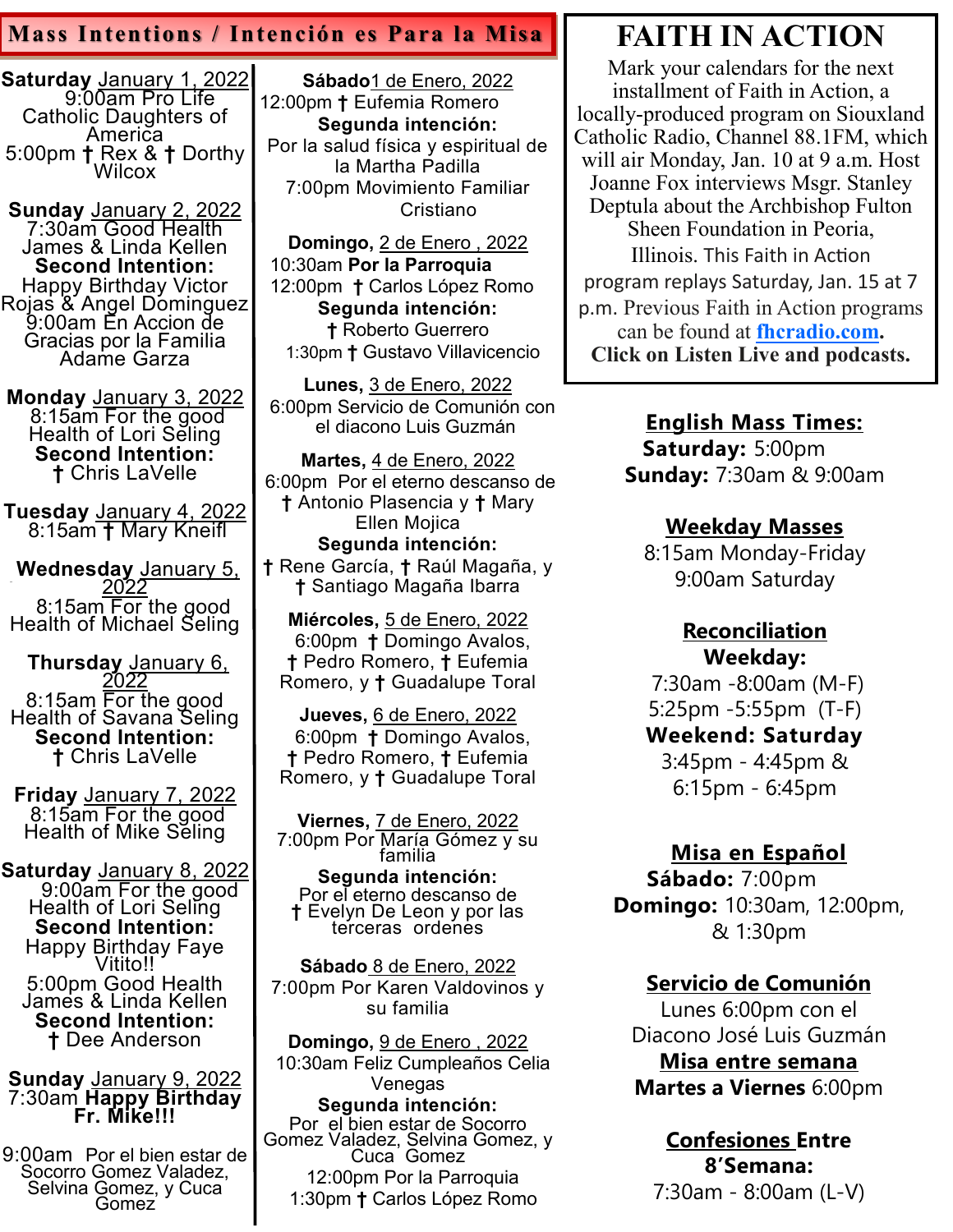## Mass Intentions / Intención es Para la Misa

**Saturday** January 1, 2022
9:00am Pro Life Catholic Daughters of America
5:00pm † Rex & † Dorthy Wilcox

**Sunday** January 2, 2022
7:30am Good Health James & Linda Kellen
**Second Intention:**
Happy Birthday Victor Rojas & Angel Dominguez
9:00am En Accion de Gracias por la Familia Adame Garza

**Monday** January 3, 2022
8:15am For the good Health of Lori Seling
**Second Intention:**
† Chris LaVelle

**Tuesday** January 4, 2022
8:15am † Mary Kneifl

**Wednesday** January 5, 2022
8:15am For the good Health of Michael Seling

**Thursday** January 6, 2022
8:15am For the good Health of Savana Seling
**Second Intention:**
† Chris LaVelle

**Friday** January 7, 2022
8:15am For the good Health of Mike Seling

**Saturday** January 8, 2022
9:00am For the good Health of Lori Seling
**Second Intention:**
Happy Birthday Faye Vitito!!
5:00pm Good Health James & Linda Kellen
**Second Intention:**
† Dee Anderson

**Sunday** January 9, 2022
7:30am **Happy Birthday Fr. Mike!!!**
9:00am Por el bien estar de Socorro Gomez Valadez, Selvina Gomez, y Cuca Gomez

**Sábado** 1 de Enero, 2022
12:00pm † Eufemia Romero
**Segunda intención:**
Por la salud física y espiritual de la Martha Padilla
7:00pm Movimiento Familiar Cristiano

**Domingo,** 2 de Enero , 2022
10:30am **Por la Parroquia**
12:00pm † Carlos López Romo
**Segunda intención:**
† Roberto Guerrero
1:30pm † Gustavo Villavicencio

**Lunes,** 3 de Enero, 2022
6:00pm Servicio de Comunión con el diacono Luis Guzmán

**Martes,** 4 de Enero, 2022
6:00pm Por el eterno descanso de † Antonio Plasencia y † Mary Ellen Mojica
**Segunda intención:**
† Rene García, † Raúl Magaña, y † Santiago Magaña Ibarra

**Miércoles,** 5 de Enero, 2022
6:00pm † Domingo Avalos, † Pedro Romero, † Eufemia Romero, y † Guadalupe Toral

**Jueves,** 6 de Enero, 2022
6:00pm † Domingo Avalos, † Pedro Romero, † Eufemia Romero, y † Guadalupe Toral

**Viernes,** 7 de Enero, 2022
7:00pm Por María Gómez y su familia
**Segunda intención:**
Por el eterno descanso de † Evelyn De Leon y por las terceras ordenes

**Sábado** 8 de Enero, 2022
7:00pm Por Karen Valdovinos y su familia

**Domingo,** 9 de Enero , 2022
10:30am Feliz Cumpleaños Celia Venegas
**Segunda intención:**
Por el bien estar de Socorro Gomez Valadez, Selvina Gomez, y Cuca Gomez
12:00pm Por la Parroquia
1:30pm † Carlos López Romo

## FAITH IN ACTION

Mark your calendars for the next installment of Faith in Action, a locally-produced program on Siouxland Catholic Radio, Channel 88.1FM, which will air Monday, Jan. 10 at 9 a.m. Host Joanne Fox interviews Msgr. Stanley Deptula about the Archbishop Fulton Sheen Foundation in Peoria, Illinois. This Faith in Action program replays Saturday, Jan. 15 at 7 p.m. Previous Faith in Action programs can be found at **fhcradio.com**. **Click on Listen Live and podcasts.**

**English Mass Times:**
**Saturday:** 5:00pm
**Sunday:** 7:30am & 9:00am

**Weekday Masses**
8:15am Monday-Friday
9:00am Saturday

**Reconciliation**
**Weekday:**
7:30am -8:00am (M-F)
5:25pm -5:55pm (T-F)
**Weekend: Saturday**
3:45pm - 4:45pm &
6:15pm - 6:45pm

**Misa en Español**
**Sábado:** 7:00pm
**Domingo:** 10:30am, 12:00pm, & 1:30pm

**Servicio de Comunión**
Lunes 6:00pm con el Diacono José Luis Guzmán
**Misa entre semana**
**Martes a Viernes** 6:00pm

**Confesiones Entre 8'Semana:**
7:30am - 8:00am (L-V)